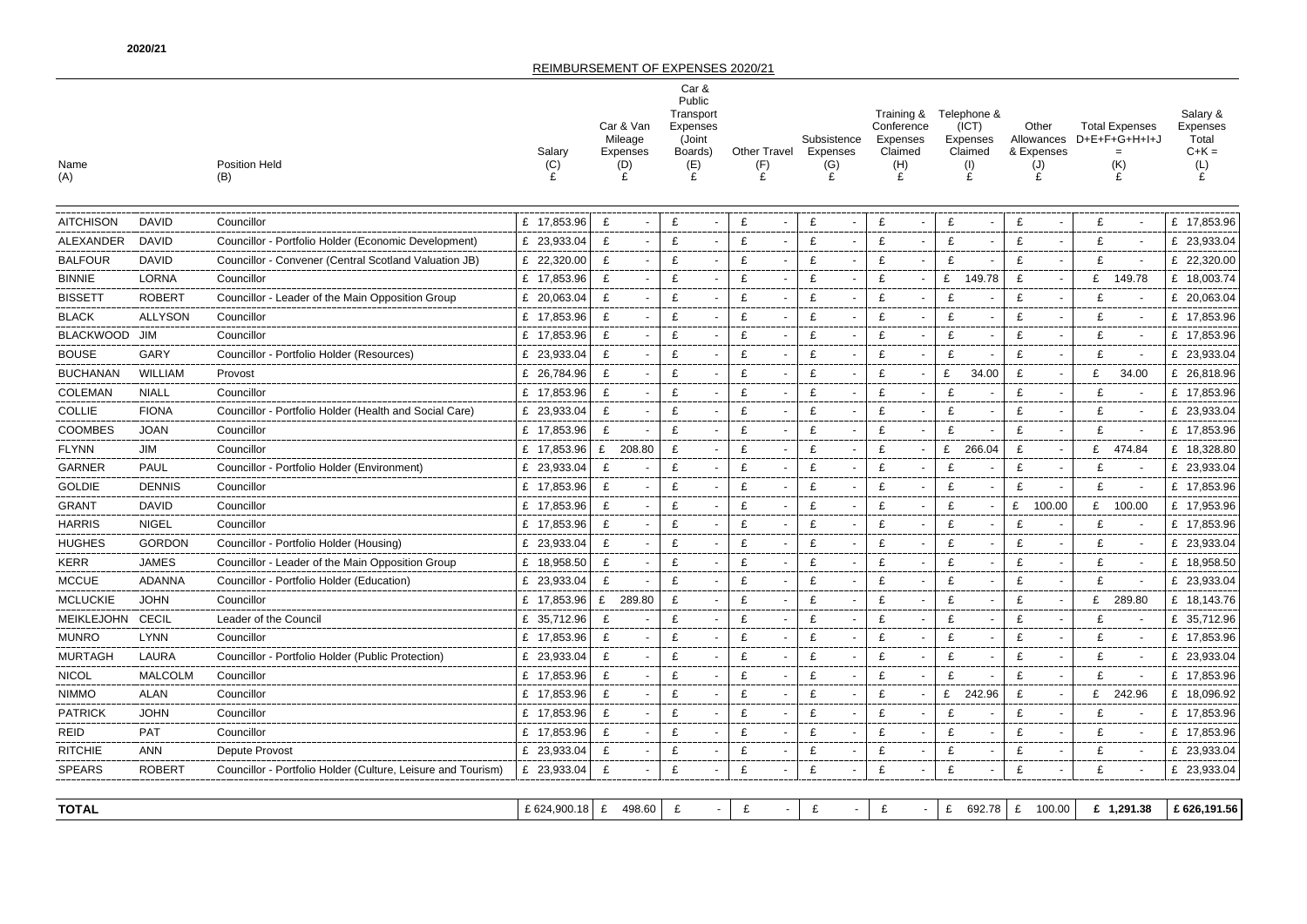2020/21

## REIMBURSEMENT OF EXPENSES 2020/21

| Name (A) | | Position Held (B) | Salary (C) £ | Car & Van Mileage Expenses (D) £ | Car & Public Transport Expenses (Joint Boards) (E) £ | Other Travel (F) £ | Subsistence Expenses (G) £ | Training & Conference Expenses Claimed (H) £ | Telephone & (ICT) Expenses Claimed (I) £ | Other Allowances & Expenses (J) £ | Total Expenses D+E+F+G+H+I+J = (K) £ | Salary & Expenses Total C+K = (L) £ |
|---|---|---|---|---|---|---|---|---|---|---|---|---|
| AITCHISON | DAVID | Councillor | £ 17,853.96 | £ - | £ - | £ - | £ - | £ - | £ - | £ - | £ - | £ 17,853.96 |
| ALEXANDER | DAVID | Councillor - Portfolio Holder (Economic Development) | £ 23,933.04 | £ - | £ - | £ - | £ - | £ - | £ - | £ - | £ - | £ 23,933.04 |
| BALFOUR | DAVID | Councillor - Convener (Central Scotland Valuation JB) | £ 22,320.00 | £ - | £ - | £ - | £ - | £ - | £ - | £ - | £ - | £ 22,320.00 |
| BINNIE | LORNA | Councillor | £ 17,853.96 | £ - | £ - | £ - | £ - | £ - | £ 149.78 | £ - | £ 149.78 | £ 18,003.74 |
| BISSETT | ROBERT | Councillor - Leader of the Main Opposition Group | £ 20,063.04 | £ - | £ - | £ - | £ - | £ - | £ - | £ - | £ - | £ 20,063.04 |
| BLACK | ALLYSON | Councillor | £ 17,853.96 | £ - | £ - | £ - | £ - | £ - | £ - | £ - | £ - | £ 17,853.96 |
| BLACKWOOD | JIM | Councillor | £ 17,853.96 | £ - | £ - | £ - | £ - | £ - | £ - | £ - | £ - | £ 17,853.96 |
| BOUSE | GARY | Councillor - Portfolio Holder (Resources) | £ 23,933.04 | £ - | £ - | £ - | £ - | £ - | £ - | £ - | £ - | £ 23,933.04 |
| BUCHANAN | WILLIAM | Provost | £ 26,784.96 | £ - | £ - | £ - | £ - | £ - | £ 34.00 | £ - | £ 34.00 | £ 26,818.96 |
| COLEMAN | NIALL | Councillor | £ 17,853.96 | £ - | £ - | £ - | £ - | £ - | £ - | £ - | £ - | £ 17,853.96 |
| COLLIE | FIONA | Councillor - Portfolio Holder (Health and Social Care) | £ 23,933.04 | £ - | £ - | £ - | £ - | £ - | £ - | £ - | £ - | £ 23,933.04 |
| COOMBES | JOAN | Councillor | £ 17,853.96 | £ - | £ - | £ - | £ - | £ - | £ - | £ - | £ - | £ 17,853.96 |
| FLYNN | JIM | Councillor | £ 17,853.96 | £ 208.80 | £ - | £ - | £ - | £ - | £ 266.04 | £ - | £ 474.84 | £ 18,328.80 |
| GARNER | PAUL | Councillor - Portfolio Holder (Environment) | £ 23,933.04 | £ - | £ - | £ - | £ - | £ - | £ - | £ - | £ - | £ 23,933.04 |
| GOLDIE | DENNIS | Councillor | £ 17,853.96 | £ - | £ - | £ - | £ - | £ - | £ - | £ - | £ - | £ 17,853.96 |
| GRANT | DAVID | Councillor | £ 17,853.96 | £ - | £ - | £ - | £ - | £ - | £ - | £ 100.00 | £ 100.00 | £ 17,953.96 |
| HARRIS | NIGEL | Councillor | £ 17,853.96 | £ - | £ - | £ - | £ - | £ - | £ - | £ - | £ - | £ 17,853.96 |
| HUGHES | GORDON | Councillor - Portfolio Holder (Housing) | £ 23,933.04 | £ - | £ - | £ - | £ - | £ - | £ - | £ - | £ - | £ 23,933.04 |
| KERR | JAMES | Councillor - Leader of the Main Opposition Group | £ 18,958.50 | £ - | £ - | £ - | £ - | £ - | £ - | £ - | £ - | £ 18,958.50 |
| MCCUE | ADANNA | Councillor - Portfolio Holder (Education) | £ 23,933.04 | £ - | £ - | £ - | £ - | £ - | £ - | £ - | £ - | £ 23,933.04 |
| MCLUCKIE | JOHN | Councillor | £ 17,853.96 | £ 289.80 | £ - | £ - | £ - | £ - | £ - | £ - | £ 289.80 | £ 18,143.76 |
| MEIKLEJOHN | CECIL | Leader of the Council | £ 35,712.96 | £ - | £ - | £ - | £ - | £ - | £ - | £ - | £ - | £ 35,712.96 |
| MUNRO | LYNN | Councillor | £ 17,853.96 | £ - | £ - | £ - | £ - | £ - | £ - | £ - | £ - | £ 17,853.96 |
| MURTAGH | LAURA | Councillor - Portfolio Holder (Public Protection) | £ 23,933.04 | £ - | £ - | £ - | £ - | £ - | £ - | £ - | £ - | £ 23,933.04 |
| NICOL | MALCOLM | Councillor | £ 17,853.96 | £ - | £ - | £ - | £ - | £ - | £ - | £ - | £ - | £ 17,853.96 |
| NIMMO | ALAN | Councillor | £ 17,853.96 | £ - | £ - | £ - | £ - | £ - | £ 242.96 | £ - | £ 242.96 | £ 18,096.92 |
| PATRICK | JOHN | Councillor | £ 17,853.96 | £ - | £ - | £ - | £ - | £ - | £ - | £ - | £ - | £ 17,853.96 |
| REID | PAT | Councillor | £ 17,853.96 | £ - | £ - | £ - | £ - | £ - | £ - | £ - | £ - | £ 17,853.96 |
| RITCHIE | ANN | Depute Provost | £ 23,933.04 | £ - | £ - | £ - | £ - | £ - | £ - | £ - | £ - | £ 23,933.04 |
| SPEARS | ROBERT | Councillor - Portfolio Holder (Culture, Leisure and Tourism) | £ 23,933.04 | £ - | £ - | £ - | £ - | £ - | £ - | £ - | £ - | £ 23,933.04 |
| **TOTAL** | | | £ 624,900.18 | £ 498.60 | £ - | £ - | £ - | £ - | £ 692.78 | £ 100.00 | **£ 1,291.38** | **£ 626,191.56** |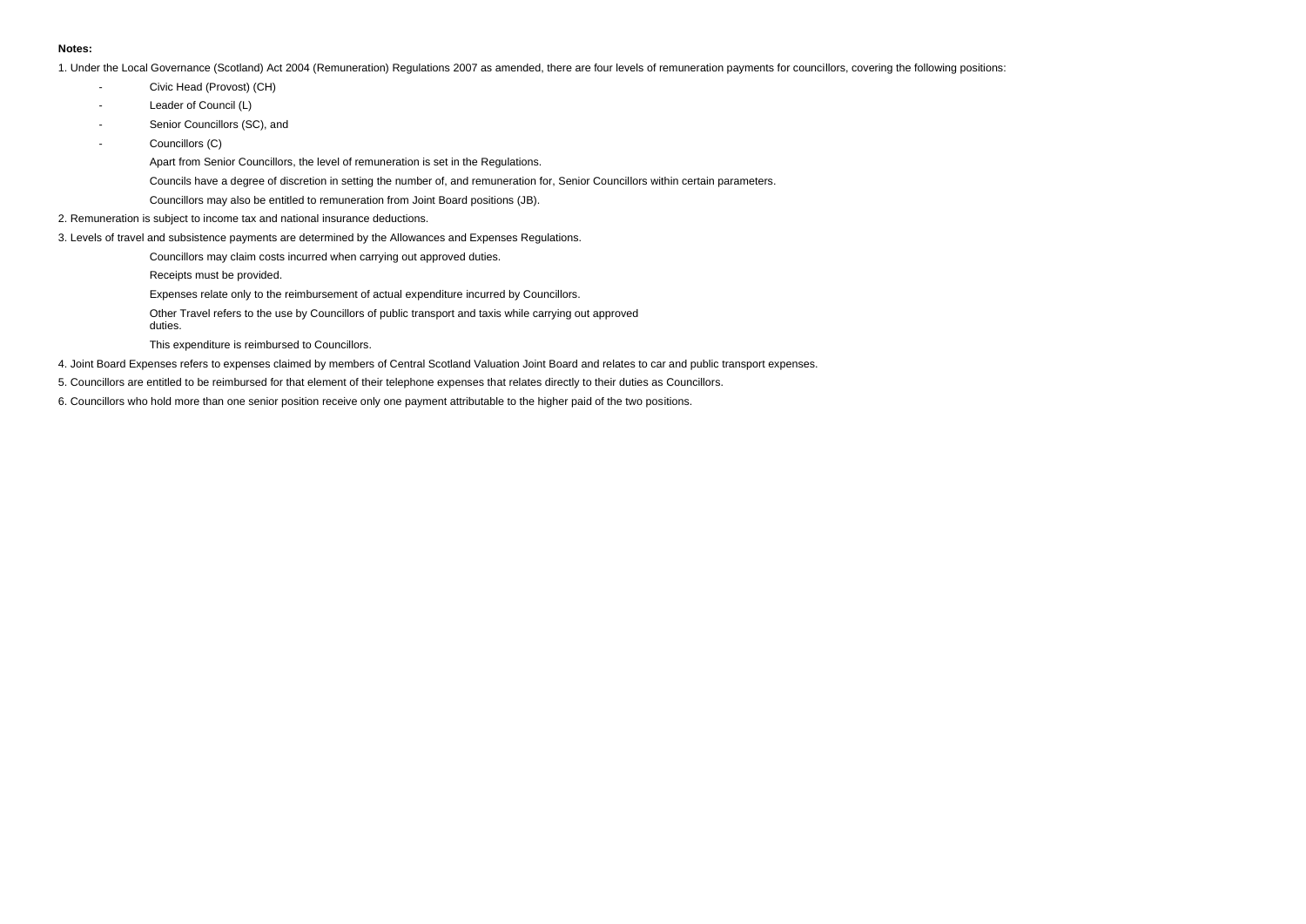**Notes:**

1. Under the Local Governance (Scotland) Act 2004 (Remuneration) Regulations 2007 as amended, there are four levels of remuneration payments for councillors, covering the following positions:

   - Civic Head (Provost) (CH)
   - Leader of Council (L)
   - Senior Councillors (SC), and
   - Councillors (C)

   Apart from Senior Councillors, the level of remuneration is set in the Regulations.

   Councils have a degree of discretion in setting the number of, and remuneration for, Senior Councillors within certain parameters.

   Councillors may also be entitled to remuneration from Joint Board positions (JB).

2. Remuneration is subject to income tax and national insurance deductions.

3. Levels of travel and subsistence payments are determined by the Allowances and Expenses Regulations.

   Councillors may claim costs incurred when carrying out approved duties.

   Receipts must be provided.

   Expenses relate only to the reimbursement of actual expenditure incurred by Councillors.

   Other Travel refers to the use by Councillors of public transport and taxis while carrying out approved duties.

   This expenditure is reimbursed to Councillors.

4. Joint Board Expenses refers to expenses claimed by members of Central Scotland Valuation Joint Board and relates to car and public transport expenses.

5. Councillors are entitled to be reimbursed for that element of their telephone expenses that relates directly to their duties as Councillors.

6. Councillors who hold more than one senior position receive only one payment attributable to the higher paid of the two positions.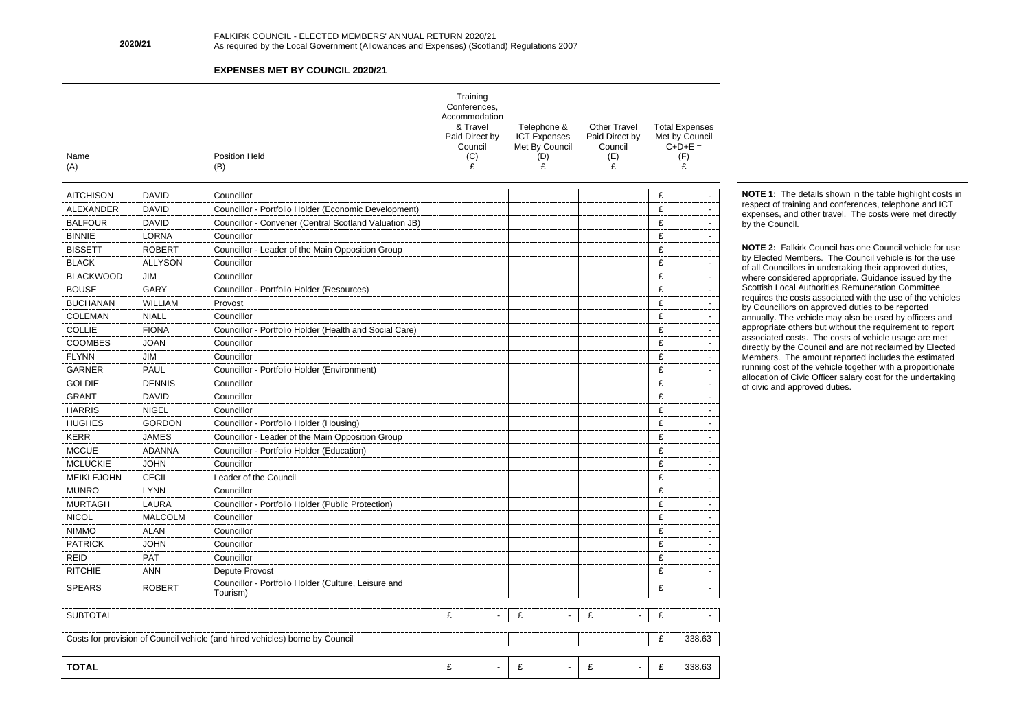2020/21

FALKIRK COUNCIL - ELECTED MEMBERS' ANNUAL RETURN 2020/21
As required by the Local Government (Allowances and Expenses) (Scotland) Regulations 2007

## EXPENSES MET BY COUNCIL 2020/21

| Name (A) | | Position Held (B) | Training Conferences, Accommodation & Travel Paid Direct by Council (C) £ | Telephone & ICT Expenses Met By Council (D) £ | Other Travel Paid Direct by Council (E) £ | Total Expenses Met by Council C+D+E = (F) £ |
|---|---|---|---|---|---|---|
| AITCHISON | DAVID | Councillor | | | | £ - |
| ALEXANDER | DAVID | Councillor - Portfolio Holder (Economic Development) | | | | £ - |
| BALFOUR | DAVID | Councillor - Convener (Central Scotland Valuation JB) | | | | £ - |
| BINNIE | LORNA | Councillor | | | | £ - |
| BISSETT | ROBERT | Councillor - Leader of the Main Opposition Group | | | | £ - |
| BLACK | ALLYSON | Councillor | | | | £ - |
| BLACKWOOD | JIM | Councillor | | | | £ - |
| BOUSE | GARY | Councillor - Portfolio Holder (Resources) | | | | £ - |
| BUCHANAN | WILLIAM | Provost | | | | £ - |
| COLEMAN | NIALL | Councillor | | | | £ - |
| COLLIE | FIONA | Councillor - Portfolio Holder (Health and Social Care) | | | | £ - |
| COOMBES | JOAN | Councillor | | | | £ - |
| FLYNN | JIM | Councillor | | | | £ - |
| GARNER | PAUL | Councillor - Portfolio Holder (Environment) | | | | £ - |
| GOLDIE | DENNIS | Councillor | | | | £ - |
| GRANT | DAVID | Councillor | | | | £ - |
| HARRIS | NIGEL | Councillor | | | | £ - |
| HUGHES | GORDON | Councillor - Portfolio Holder (Housing) | | | | £ - |
| KERR | JAMES | Councillor - Leader of the Main Opposition Group | | | | £ - |
| MCCUE | ADANNA | Councillor - Portfolio Holder (Education) | | | | £ - |
| MCLUCKIE | JOHN | Councillor | | | | £ - |
| MEIKLEJOHN | CECIL | Leader of the Council | | | | £ - |
| MUNRO | LYNN | Councillor | | | | £ - |
| MURTAGH | LAURA | Councillor - Portfolio Holder (Public Protection) | | | | £ - |
| NICOL | MALCOLM | Councillor | | | | £ - |
| NIMMO | ALAN | Councillor | | | | £ - |
| PATRICK | JOHN | Councillor | | | | £ - |
| REID | PAT | Councillor | | | | £ - |
| RITCHIE | ANN | Depute Provost | | | | £ - |
| SPEARS | ROBERT | Councillor - Portfolio Holder (Culture, Leisure and Tourism) | | | | £ - |
| SUBTOTAL | | | £ - | £ - | £ - | £ - |
| Costs for provision of Council vehicle (and hired vehicles) borne by Council | | | | | | £ 338.63 |
| **TOTAL** | | | £ - | £ - | £ - | £ 338.63 |

**NOTE 1:** The details shown in the table highlight costs in respect of training and conferences, telephone and ICT expenses, and other travel. The costs were met directly by the Council.

**NOTE 2:** Falkirk Council has one Council vehicle for use by Elected Members. The Council vehicle is for the use of all Councillors in undertaking their approved duties, where considered appropriate. Guidance issued by the Scottish Local Authorities Remuneration Committee requires the costs associated with the use of the vehicles by Councillors on approved duties to be reported annually. The vehicle may also be used by officers and appropriate others but without the requirement to report associated costs. The costs of vehicle usage are met directly by the Council and are not reclaimed by Elected Members. The amount reported includes the estimated running cost of the vehicle together with a proportionate allocation of Civic Officer salary cost for the undertaking of civic and approved duties.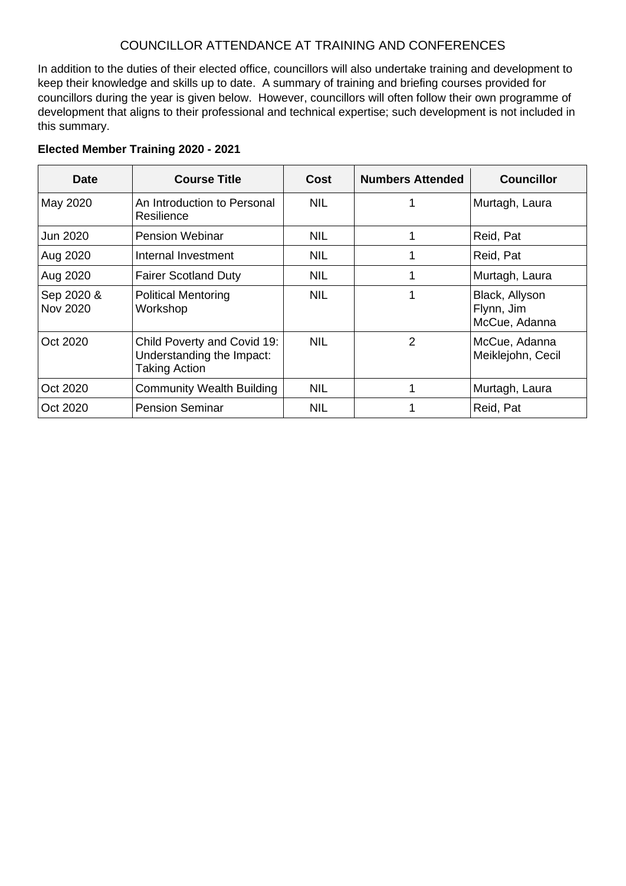# COUNCILLOR ATTENDANCE AT TRAINING AND CONFERENCES

In addition to the duties of their elected office, councillors will also undertake training and development to keep their knowledge and skills up to date. A summary of training and briefing courses provided for councillors during the year is given below. However, councillors will often follow their own programme of development that aligns to their professional and technical expertise; such development is not included in this summary.

**Elected Member Training 2020 - 2021**

| Date | Course Title | Cost | Numbers Attended | Councillor |
|---|---|---|---|---|
| May 2020 | An Introduction to Personal Resilience | NIL | 1 | Murtagh, Laura |
| Jun 2020 | Pension Webinar | NIL | 1 | Reid, Pat |
| Aug 2020 | Internal Investment | NIL | 1 | Reid, Pat |
| Aug 2020 | Fairer Scotland Duty | NIL | 1 | Murtagh, Laura |
| Sep 2020 & Nov 2020 | Political Mentoring Workshop | NIL | 1 | Black, Allyson<br>Flynn, Jim<br>McCue, Adanna |
| Oct 2020 | Child Poverty and Covid 19: Understanding the Impact: Taking Action | NIL | 2 | McCue, Adanna<br>Meiklejohn, Cecil |
| Oct 2020 | Community Wealth Building | NIL | 1 | Murtagh, Laura |
| Oct 2020 | Pension Seminar | NIL | 1 | Reid, Pat |